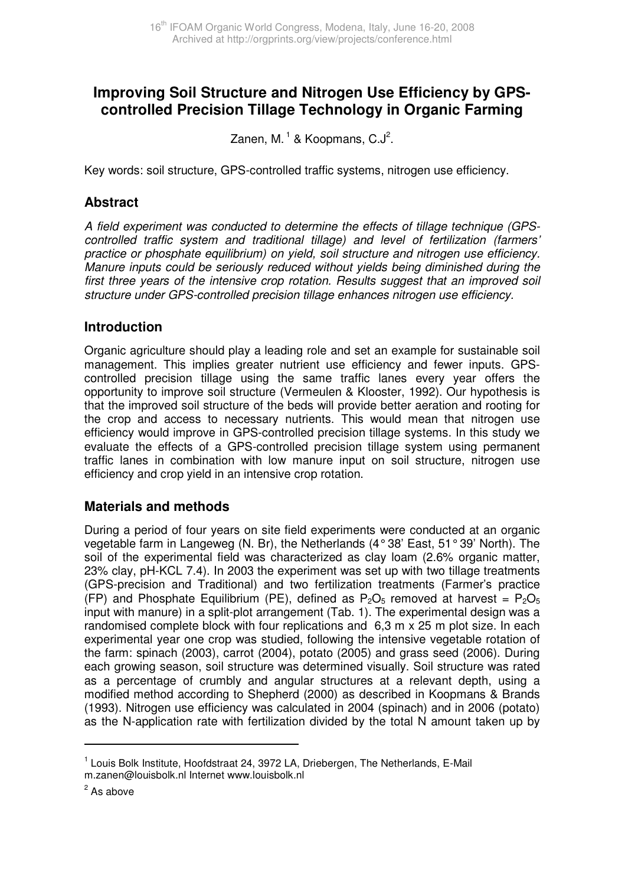# Improving Soil Structure and Nitrogen Use Efficiency by GPS-controlled Precision Tillage Technology in Organic Farming

Zanen, M.[1] & Koopmans, C.J[2].

Key words: soil structure, GPS-controlled traffic systems, nitrogen use efficiency.

## Abstract

*A field experiment was conducted to determine the effects of tillage technique (GPS-controlled traffic system and traditional tillage) and level of fertilization (farmers' practice or phosphate equilibrium) on yield, soil structure and nitrogen use efficiency. Manure inputs could be seriously reduced without yields being diminished during the first three years of the intensive crop rotation. Results suggest that an improved soil structure under GPS-controlled precision tillage enhances nitrogen use efficiency.*

## Introduction

Organic agriculture should play a leading role and set an example for sustainable soil management. This implies greater nutrient use efficiency and fewer inputs. GPS-controlled precision tillage using the same traffic lanes every year offers the opportunity to improve soil structure (Vermeulen & Klooster, 1992). Our hypothesis is that the improved soil structure of the beds will provide better aeration and rooting for the crop and access to necessary nutrients. This would mean that nitrogen use efficiency would improve in GPS-controlled precision tillage systems. In this study we evaluate the effects of a GPS-controlled precision tillage system using permanent traffic lanes in combination with low manure input on soil structure, nitrogen use efficiency and crop yield in an intensive crop rotation.

## Materials and methods

During a period of four years on site field experiments were conducted at an organic vegetable farm in Langeweg (N. Br), the Netherlands (4° 38' East, 51° 39' North). The soil of the experimental field was characterized as clay loam (2.6% organic matter, 23% clay, pH-KCL 7.4). In 2003 the experiment was set up with two tillage treatments (GPS-precision and Traditional) and two fertilization treatments (Farmer's practice (FP) and Phosphate Equilibrium (PE), defined as $P_2O_5$ removed at harvest = $P_2O_5$ input with manure) in a split-plot arrangement (Tab. 1). The experimental design was a randomised complete block with four replications and 6,3 m x 25 m plot size. In each experimental year one crop was studied, following the intensive vegetable rotation of the farm: spinach (2003), carrot (2004), potato (2005) and grass seed (2006). During each growing season, soil structure was determined visually. Soil structure was rated as a percentage of crumbly and angular structures at a relevant depth, using a modified method according to Shepherd (2000) as described in Koopmans & Brands (1993). Nitrogen use efficiency was calculated in 2004 (spinach) and in 2006 (potato) as the N-application rate with fertilization divided by the total N amount taken up by

[1] Louis Bolk Institute, Hoofdstraat 24, 3972 LA, Driebergen, The Netherlands, E-Mail m.zanen@louisbolk.nl Internet www.louisbolk.nl

[2] As above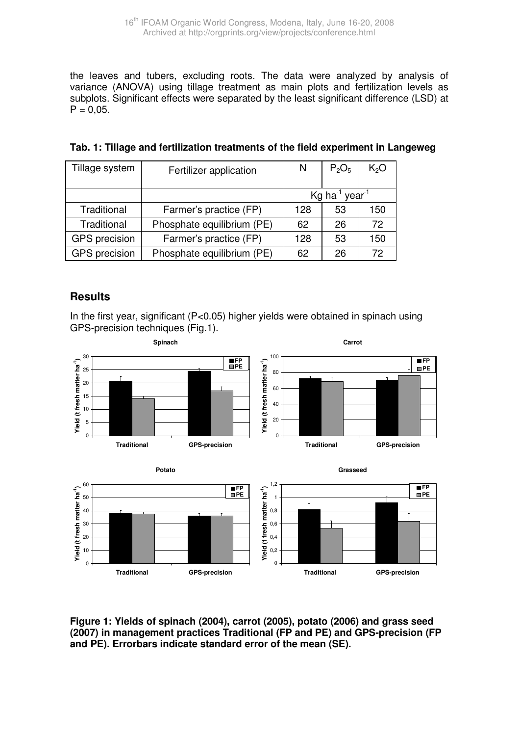the leaves and tubers, excluding roots. The data were analyzed by analysis of variance (ANOVA) using tillage treatment as main plots and fertilization levels as subplots. Significant effects were separated by the least significant difference (LSD) at P = 0,05.

**Tab. 1: Tillage and fertilization treatments of the field experiment in Langeweg**

| Tillage system | Fertilizer application | N | $P_2O_5$ | $K_2O$ |
|---|---|---|---|---|
| | | Kg $ha^{-1}$ $year^{-1}$ | | |
| Traditional | Farmer's practice (FP) | 128 | 53 | 150 |
| Traditional | Phosphate equilibrium (PE) | 62 | 26 | 72 |
| GPS precision | Farmer's practice (FP) | 128 | 53 | 150 |
| GPS precision | Phosphate equilibrium (PE) | 62 | 26 | 72 |

## Results

In the first year, significant (P<0.05) higher yields were obtained in spinach using GPS-precision techniques (Fig.1).

**Figure 1: Yields of spinach (2004), carrot (2005), potato (2006) and grass seed (2007) in management practices Traditional (FP and PE) and GPS-precision (FP and PE). Errorbars indicate standard error of the mean (SE).**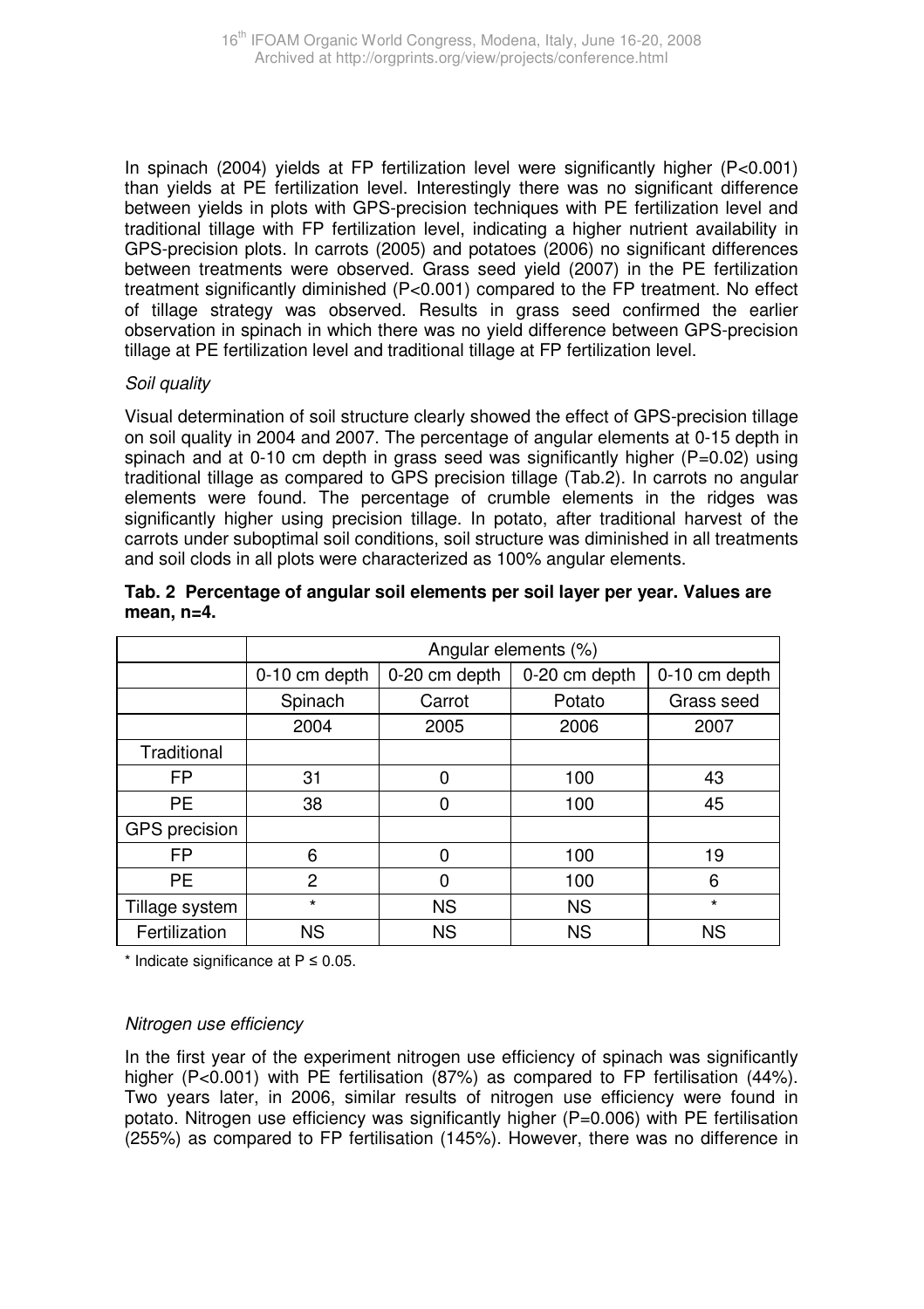In spinach (2004) yields at FP fertilization level were significantly higher ($P<0.001$) than yields at PE fertilization level. Interestingly there was no significant difference between yields in plots with GPS-precision techniques with PE fertilization level and traditional tillage with FP fertilization level, indicating a higher nutrient availability in GPS-precision plots. In carrots (2005) and potatoes (2006) no significant differences between treatments were observed. Grass seed yield (2007) in the PE fertilization treatment significantly diminished ($P<0.001$) compared to the FP treatment. No effect of tillage strategy was observed. Results in grass seed confirmed the earlier observation in spinach in which there was no yield difference between GPS-precision tillage at PE fertilization level and traditional tillage at FP fertilization level.

*Soil quality*

Visual determination of soil structure clearly showed the effect of GPS-precision tillage on soil quality in 2004 and 2007. The percentage of angular elements at 0-15 depth in spinach and at 0-10 cm depth in grass seed was significantly higher ($P=0.02$) using traditional tillage as compared to GPS precision tillage (Tab.2). In carrots no angular elements were found. The percentage of crumble elements in the ridges was significantly higher using precision tillage. In potato, after traditional harvest of the carrots under suboptimal soil conditions, soil structure was diminished in all treatments and soil clods in all plots were characterized as 100% angular elements.

**Tab. 2 Percentage of angular soil elements per soil layer per year. Values are mean, n=4.**

| | Angular elements (%) | | | |
|---|---|---|---|---|
| | 0-10 cm depth | 0-20 cm depth | 0-20 cm depth | 0-10 cm depth |
| | Spinach | Carrot | Potato | Grass seed |
| | 2004 | 2005 | 2006 | 2007 |
| Traditional | | | | |
| FP | 31 | 0 | 100 | 43 |
| PE | 38 | 0 | 100 | 45 |
| GPS precision | | | | |
| FP | 6 | 0 | 100 | 19 |
| PE | 2 | 0 | 100 | 6 |
| Tillage system | * | NS | NS | * |
| Fertilization | NS | NS | NS | NS |

\* Indicate significance at $P \leq 0.05$.

*Nitrogen use efficiency*

In the first year of the experiment nitrogen use efficiency of spinach was significantly higher ($P<0.001$) with PE fertilisation (87%) as compared to FP fertilisation (44%). Two years later, in 2006, similar results of nitrogen use efficiency were found in potato. Nitrogen use efficiency was significantly higher ($P=0.006$) with PE fertilisation (255%) as compared to FP fertilisation (145%). However, there was no difference in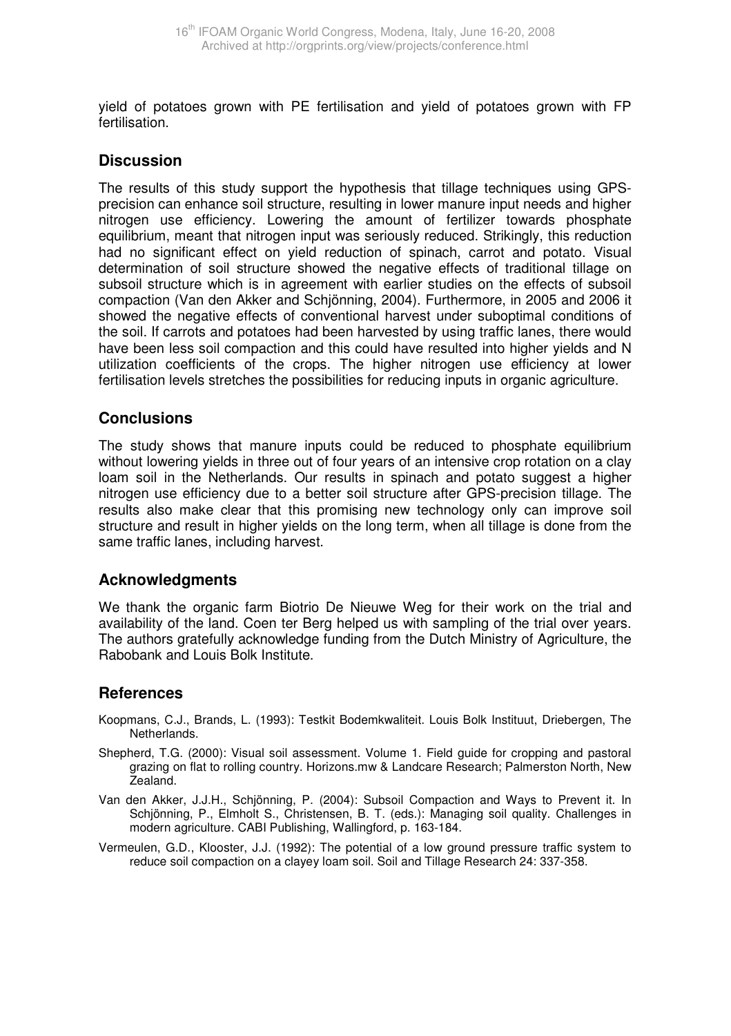yield of potatoes grown with PE fertilisation and yield of potatoes grown with FP fertilisation.

## Discussion

The results of this study support the hypothesis that tillage techniques using GPS-precision can enhance soil structure, resulting in lower manure input needs and higher nitrogen use efficiency. Lowering the amount of fertilizer towards phosphate equilibrium, meant that nitrogen input was seriously reduced. Strikingly, this reduction had no significant effect on yield reduction of spinach, carrot and potato. Visual determination of soil structure showed the negative effects of traditional tillage on subsoil structure which is in agreement with earlier studies on the effects of subsoil compaction (Van den Akker and Schjönning, 2004). Furthermore, in 2005 and 2006 it showed the negative effects of conventional harvest under suboptimal conditions of the soil. If carrots and potatoes had been harvested by using traffic lanes, there would have been less soil compaction and this could have resulted into higher yields and N utilization coefficients of the crops. The higher nitrogen use efficiency at lower fertilisation levels stretches the possibilities for reducing inputs in organic agriculture.

## Conclusions

The study shows that manure inputs could be reduced to phosphate equilibrium without lowering yields in three out of four years of an intensive crop rotation on a clay loam soil in the Netherlands. Our results in spinach and potato suggest a higher nitrogen use efficiency due to a better soil structure after GPS-precision tillage. The results also make clear that this promising new technology only can improve soil structure and result in higher yields on the long term, when all tillage is done from the same traffic lanes, including harvest.

## Acknowledgments

We thank the organic farm Biotrio De Nieuwe Weg for their work on the trial and availability of the land. Coen ter Berg helped us with sampling of the trial over years. The authors gratefully acknowledge funding from the Dutch Ministry of Agriculture, the Rabobank and Louis Bolk Institute.

## References

Koopmans, C.J., Brands, L. (1993): Testkit Bodemkwaliteit. Louis Bolk Instituut, Driebergen, The Netherlands.

Shepherd, T.G. (2000): Visual soil assessment. Volume 1. Field guide for cropping and pastoral grazing on flat to rolling country. Horizons.mw & Landcare Research; Palmerston North, New Zealand.

Van den Akker, J.J.H., Schjönning, P. (2004): Subsoil Compaction and Ways to Prevent it. In Schjönning, P., Elmholt S., Christensen, B. T. (eds.): Managing soil quality. Challenges in modern agriculture. CABI Publishing, Wallingford, p. 163-184.

Vermeulen, G.D., Klooster, J.J. (1992): The potential of a low ground pressure traffic system to reduce soil compaction on a clayey loam soil. Soil and Tillage Research 24: 337-358.